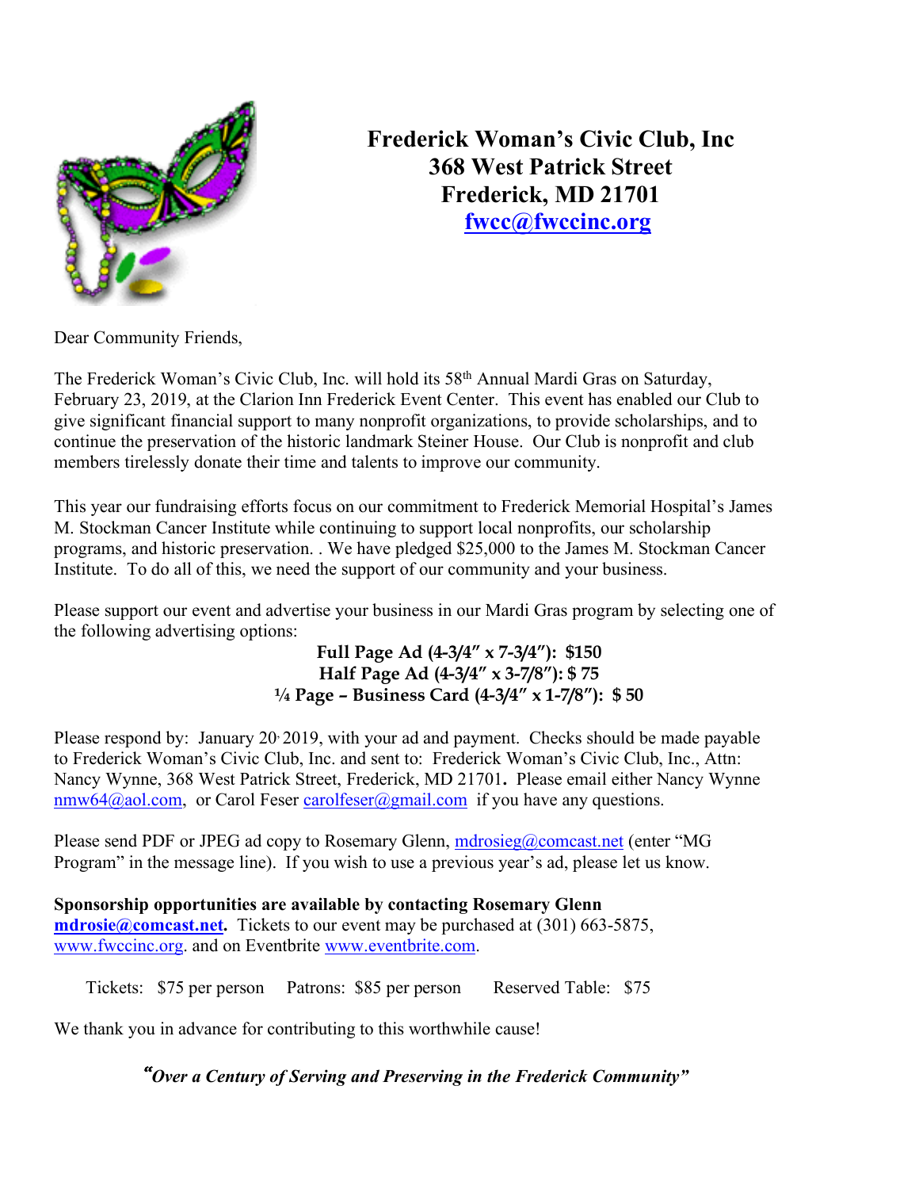# Frederick Woman's Civic Club, Inc
## 368 West Patrick Street
## Frederick, MD 21701
## fwcc@fwccinc.org

Dear Community Friends,

The Frederick Woman's Civic Club, Inc. will hold its 58th Annual Mardi Gras on Saturday, February 23, 2019, at the Clarion Inn Frederick Event Center. This event has enabled our Club to give significant financial support to many nonprofit organizations, to provide scholarships, and to continue the preservation of the historic landmark Steiner House. Our Club is nonprofit and club members tirelessly donate their time and talents to improve our community.

This year our fundraising efforts focus on our commitment to Frederick Memorial Hospital's James M. Stockman Cancer Institute while continuing to support local nonprofits, our scholarship programs, and historic preservation. . We have pledged $25,000 to the James M. Stockman Cancer Institute. To do all of this, we need the support of our community and your business.

Please support our event and advertise your business in our Mardi Gras program by selecting one of the following advertising options:

**Full Page Ad (4-3/4" x 7-3/4"): $150**
**Half Page Ad (4-3/4" x 3-7/8"): $ 75**
**¼ Page – Business Card (4-3/4" x 1-7/8"): $ 50**

Please respond by: January 20, 2019, with your ad and payment. Checks should be made payable to Frederick Woman's Civic Club, Inc. and sent to: Frederick Woman's Civic Club, Inc., Attn: Nancy Wynne, 368 West Patrick Street, Frederick, MD 21701**.** Please email either Nancy Wynne nmw64@aol.com, or Carol Feser carolfeser@gmail.com if you have any questions.

Please send PDF or JPEG ad copy to Rosemary Glenn, mdrosieg@comcast.net (enter "MG Program" in the message line). If you wish to use a previous year's ad, please let us know.

**Sponsorship opportunities are available by contacting Rosemary Glenn mdrosie@comcast.net.** Tickets to our event may be purchased at (301) 663-5875, www.fwccinc.org. and on Eventbrite www.eventbrite.com.

Tickets: $75 per person    Patrons: $85 per person    Reserved Table: $75

We thank you in advance for contributing to this worthwhile cause!

***"Over a Century of Serving and Preserving in the Frederick Community"***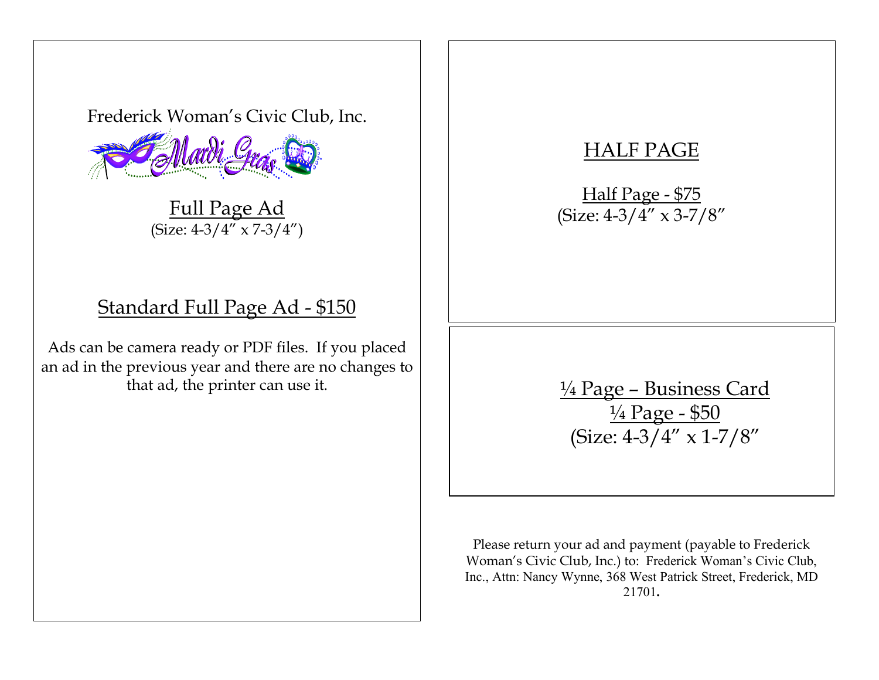Frederick Woman's Civic Club, Inc.

Mardi Gras

Full Page Ad
(Size: 4-3/4" x 7-3/4")

Standard Full Page Ad - $150

Ads can be camera ready or PDF files. If you placed an ad in the previous year and there are no changes to that ad, the printer can use it.

HALF PAGE

Half Page - $75
(Size: 4-3/4" x 3-7/8"

¼ Page – Business Card
¼ Page - $50
(Size: 4-3/4" x 1-7/8"

Please return your ad and payment (payable to Frederick Woman's Civic Club, Inc.) to: Frederick Woman's Civic Club, Inc., Attn: Nancy Wynne, 368 West Patrick Street, Frederick, MD 21701.